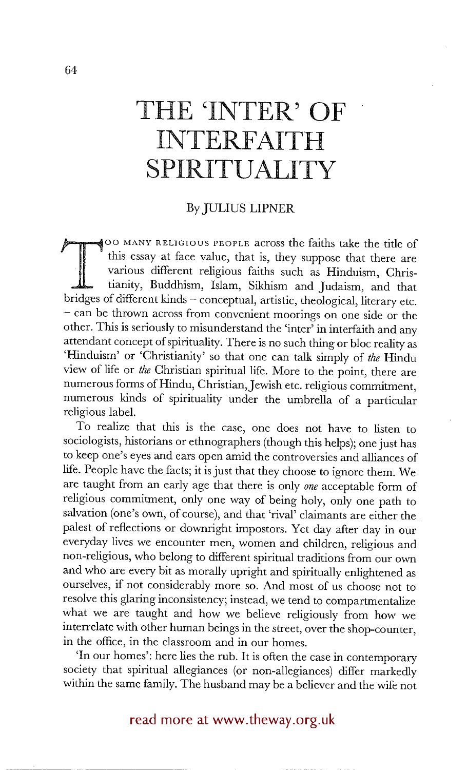# THE 'INTER' OF INTERFAITH SPIRITUALITY

By JULIUS LIPNER

Too many religious people across the faiths take the title of this essay at face value, that is, they suppose that there are various different religious faiths such as Hinduism, Christianity, Buddhism, Islam, Sikhism and Judaism, and that bridges of different kinds – conceptual, artistic, theological, literary etc. – can be thrown across from convenient moorings on one side or the other. This is seriously to misunderstand the 'inter' in interfaith and any attendant concept of spirituality. There is no such thing or bloc reality as 'Hinduism' or 'Christianity' so that one can talk simply of *the* Hindu view of life or *the* Christian spiritual life. More to the point, there are numerous forms of Hindu, Christian, Jewish etc. religious commitment, numerous kinds of spirituality under the umbrella of a particular religious label.

To realize that this is the case, one does not have to listen to sociologists, historians or ethnographers (though this helps); one just has to keep one's eyes and ears open amid the controversies and alliances of life. People have the facts; it is just that they choose to ignore them. We are taught from an early age that there is only *one* acceptable form of religious commitment, only one way of being holy, only one path to salvation (one's own, of course), and that 'rival' claimants are either the palest of reflections or downright impostors. Yet day after day in our everyday lives we encounter men, women and children, religious and non-religious, who belong to different spiritual traditions from our own and who are every bit as morally upright and spiritually enlightened as ourselves, if not considerably more so. And most of us choose not to resolve this glaring inconsistency; instead, we tend to compartmentalize what we are taught and how we believe religiously from how we interrelate with other human beings in the street, over the shop-counter, in the office, in the classroom and in our homes.

'In our homes': here lies the rub. It is often the case in contemporary society that spiritual allegiances (or non-allegiances) differ markedly within the same family. The husband may be a believer and the wife not

read more at www.theway.org.uk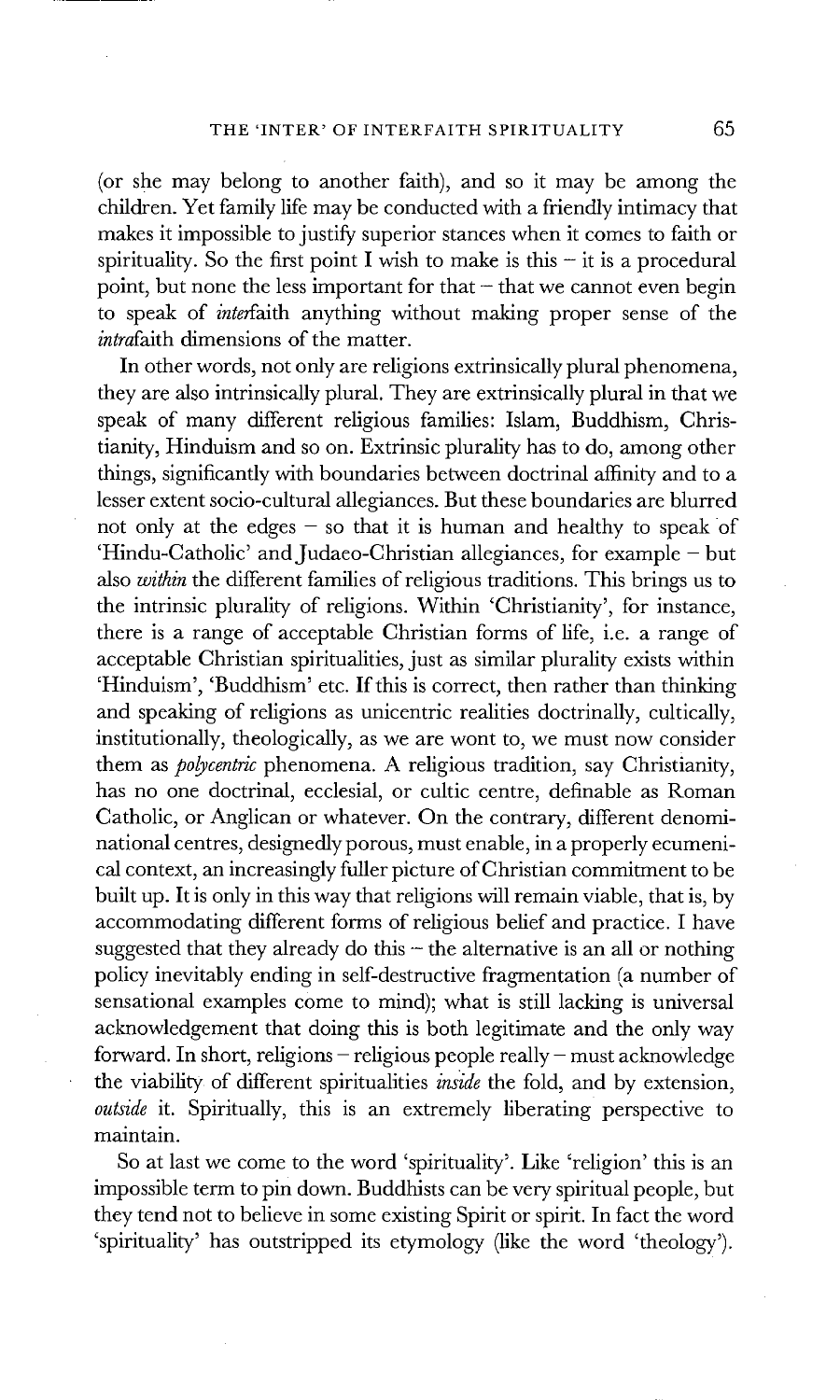(or she may belong to another faith), and so it may be among the children. Yet family life may be conducted with a friendly intimacy that makes it impossible to justify superior stances when it comes to faith or spirituality. So the first point I wish to make is this – it is a procedural point, but none the less important for that – that we cannot even begin to speak of *inter*faith anything without making proper sense of the *intra*faith dimensions of the matter.

In other words, not only are religions extrinsically plural phenomena, they are also intrinsically plural. They are extrinsically plural in that we speak of many different religious families: Islam, Buddhism, Christianity, Hinduism and so on. Extrinsic plurality has to do, among other things, significantly with boundaries between doctrinal affinity and to a lesser extent socio-cultural allegiances. But these boundaries are blurred not only at the edges – so that it is human and healthy to speak of 'Hindu-Catholic' and Judaeo-Christian allegiances, for example – but also *within* the different families of religious traditions. This brings us to the intrinsic plurality of religions. Within 'Christianity', for instance, there is a range of acceptable Christian forms of life, i.e. a range of acceptable Christian spiritualities, just as similar plurality exists within 'Hinduism', 'Buddhism' etc. If this is correct, then rather than thinking and speaking of religions as unicentric realities doctrinally, cultically, institutionally, theologically, as we are wont to, we must now consider them as *polycentric* phenomena. A religious tradition, say Christianity, has no one doctrinal, ecclesial, or cultic centre, definable as Roman Catholic, or Anglican or whatever. On the contrary, different denominational centres, designedly porous, must enable, in a properly ecumenical context, an increasingly fuller picture of Christian commitment to be built up. It is only in this way that religions will remain viable, that is, by accommodating different forms of religious belief and practice. I have suggested that they already do this – the alternative is an all or nothing policy inevitably ending in self-destructive fragmentation (a number of sensational examples come to mind); what is still lacking is universal acknowledgement that doing this is both legitimate and the only way forward. In short, religions – religious people really – must acknowledge the viability of different spiritualities *inside* the fold, and by extension, *outside* it. Spiritually, this is an extremely liberating perspective to maintain.

So at last we come to the word 'spirituality'. Like 'religion' this is an impossible term to pin down. Buddhists can be very spiritual people, but they tend not to believe in some existing Spirit or spirit. In fact the word 'spirituality' has outstripped its etymology (like the word 'theology').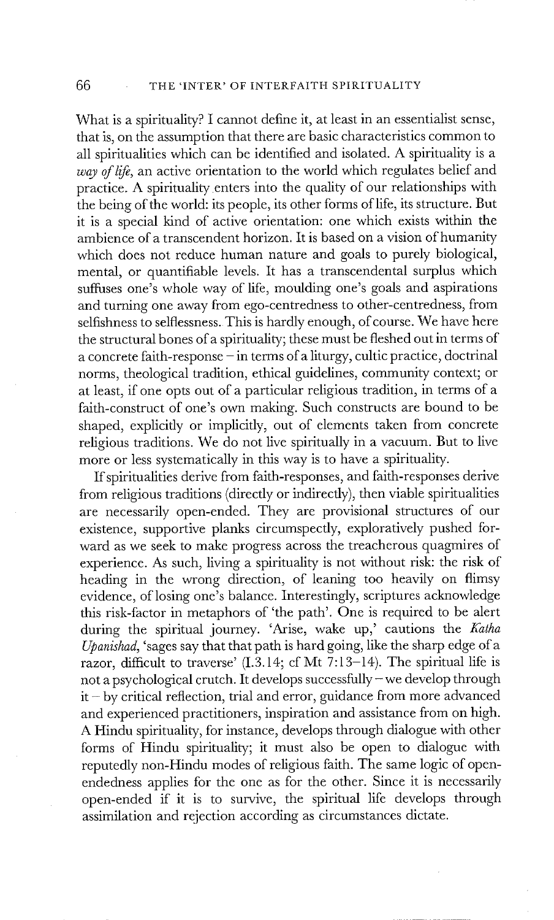What is a spirituality? I cannot define it, at least in an essentialist sense, that is, on the assumption that there are basic characteristics common to all spiritualities which can be identified and isolated. A spirituality is a *way of life*, an active orientation to the world which regulates belief and practice. A spirituality enters into the quality of our relationships with the being of the world: its people, its other forms of life, its structure. But it is a special kind of active orientation: one which exists within the ambience of a transcendent horizon. It is based on a vision of humanity which does not reduce human nature and goals to purely biological, mental, or quantifiable levels. It has a transcendental surplus which suffuses one's whole way of life, moulding one's goals and aspirations and turning one away from ego-centredness to other-centredness, from selfishness to selflessness. This is hardly enough, of course. We have here the structural bones of a spirituality; these must be fleshed out in terms of a concrete faith-response – in terms of a liturgy, cultic practice, doctrinal norms, theological tradition, ethical guidelines, community context; or at least, if one opts out of a particular religious tradition, in terms of a faith-construct of one's own making. Such constructs are bound to be shaped, explicitly or implicitly, out of elements taken from concrete religious traditions. We do not live spiritually in a vacuum. But to live more or less systematically in this way is to have a spirituality.

If spiritualities derive from faith-responses, and faith-responses derive from religious traditions (directly or indirectly), then viable spiritualities are necessarily open-ended. They are provisional structures of our existence, supportive planks circumspectly, exploratively pushed forward as we seek to make progress across the treacherous quagmires of experience. As such, living a spirituality is not without risk: the risk of heading in the wrong direction, of leaning too heavily on flimsy evidence, of losing one's balance. Interestingly, scriptures acknowledge this risk-factor in metaphors of 'the path'. One is required to be alert during the spiritual journey. 'Arise, wake up,' cautions the *Katha Upanishad*, 'sages say that that path is hard going, like the sharp edge of a razor, difficult to traverse' (I.3.14; cf Mt 7:13–14). The spiritual life is not a psychological crutch. It develops successfully – we develop through it – by critical reflection, trial and error, guidance from more advanced and experienced practitioners, inspiration and assistance from on high. A Hindu spirituality, for instance, develops through dialogue with other forms of Hindu spirituality; it must also be open to dialogue with reputedly non-Hindu modes of religious faith. The same logic of open-endedness applies for the one as for the other. Since it is necessarily open-ended if it is to survive, the spiritual life develops through assimilation and rejection according as circumstances dictate.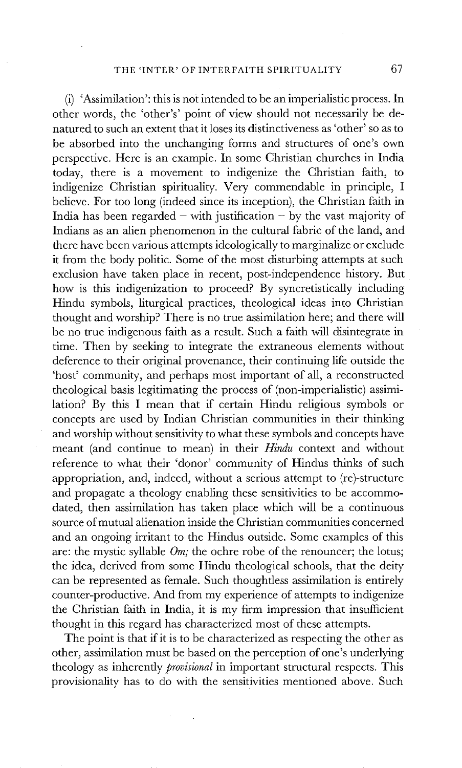(i) 'Assimilation': this is not intended to be an imperialistic process. In other words, the 'other's' point of view should not necessarily be denatured to such an extent that it loses its distinctiveness as 'other' so as to be absorbed into the unchanging forms and structures of one's own perspective. Here is an example. In some Christian churches in India today, there is a movement to indigenize the Christian faith, to indigenize Christian spirituality. Very commendable in principle, I believe. For too long (indeed since its inception), the Christian faith in India has been regarded – with justification – by the vast majority of Indians as an alien phenomenon in the cultural fabric of the land, and there have been various attempts ideologically to marginalize or exclude it from the body politic. Some of the most disturbing attempts at such exclusion have taken place in recent, post-independence history. But how is this indigenization to proceed? By syncretistically including Hindu symbols, liturgical practices, theological ideas into Christian thought and worship? There is no true assimilation here; and there will be no true indigenous faith as a result. Such a faith will disintegrate in time. Then by seeking to integrate the extraneous elements without deference to their original provenance, their continuing life outside the 'host' community, and perhaps most important of all, a reconstructed theological basis legitimating the process of (non-imperialistic) assimilation? By this I mean that if certain Hindu religious symbols or concepts are used by Indian Christian communities in their thinking and worship without sensitivity to what these symbols and concepts have meant (and continue to mean) in their *Hindu* context and without reference to what their 'donor' community of Hindus thinks of such appropriation, and, indeed, without a serious attempt to (re)-structure and propagate a theology enabling these sensitivities to be accommodated, then assimilation has taken place which will be a continuous source of mutual alienation inside the Christian communities concerned and an ongoing irritant to the Hindus outside. Some examples of this are: the mystic syllable *Om;* the ochre robe of the renouncer; the lotus; the idea, derived from some Hindu theological schools, that the deity can be represented as female. Such thoughtless assimilation is entirely counter-productive. And from my experience of attempts to indigenize the Christian faith in India, it is my firm impression that insufficient thought in this regard has characterized most of these attempts.

The point is that if it is to be characterized as respecting the other as other, assimilation must be based on the perception of one's underlying theology as inherently *provisional* in important structural respects. This provisionality has to do with the sensitivities mentioned above. Such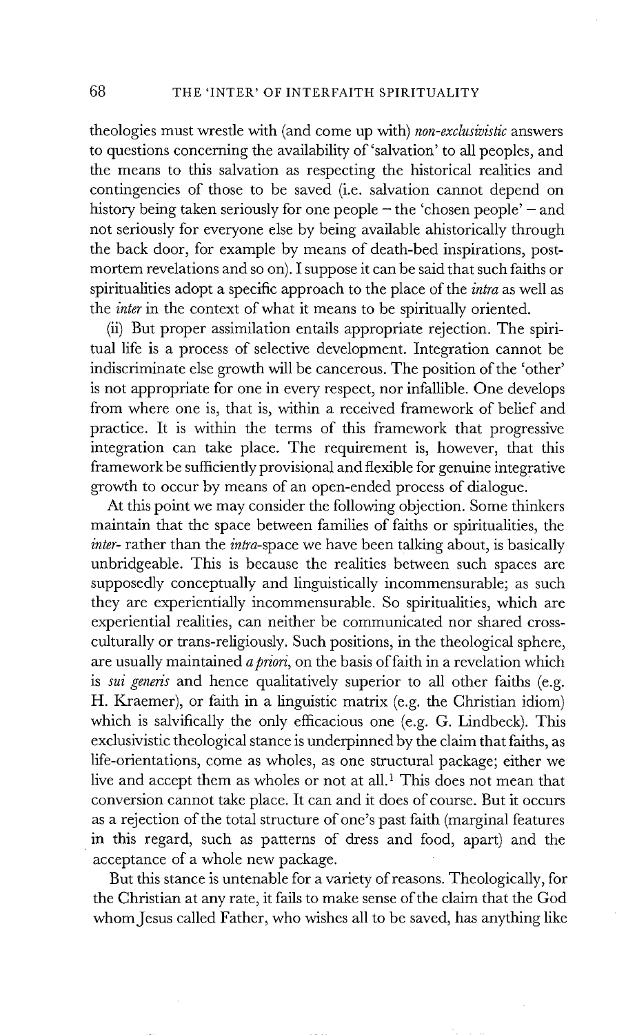theologies must wrestle with (and come up with) *non-exclusivistic* answers to questions concerning the availability of 'salvation' to all peoples, and the means to this salvation as respecting the historical realities and contingencies of those to be saved (i.e. salvation cannot depend on history being taken seriously for one people – the 'chosen people' – and not seriously for everyone else by being available ahistorically through the back door, for example by means of death-bed inspirations, post-mortem revelations and so on). I suppose it can be said that such faiths or spiritualities adopt a specific approach to the place of the *intra* as well as the *inter* in the context of what it means to be spiritually oriented.

(ii) But proper assimilation entails appropriate rejection. The spiritual life is a process of selective development. Integration cannot be indiscriminate else growth will be cancerous. The position of the 'other' is not appropriate for one in every respect, nor infallible. One develops from where one is, that is, within a received framework of belief and practice. It is within the terms of this framework that progressive integration can take place. The requirement is, however, that this framework be sufficiently provisional and flexible for genuine integrative growth to occur by means of an open-ended process of dialogue.

At this point we may consider the following objection. Some thinkers maintain that the space between families of faiths or spiritualities, the *inter-* rather than the *intra-*space we have been talking about, is basically unbridgeable. This is because the realities between such spaces are supposedly conceptually and linguistically incommensurable; as such they are experientially incommensurable. So spiritualities, which are experiential realities, can neither be communicated nor shared cross-culturally or trans-religiously. Such positions, in the theological sphere, are usually maintained *a priori*, on the basis of faith in a revelation which is *sui generis* and hence qualitatively superior to all other faiths (e.g. H. Kraemer), or faith in a linguistic matrix (e.g. the Christian idiom) which is salvifically the only efficacious one (e.g. G. Lindbeck). This exclusivistic theological stance is underpinned by the claim that faiths, as life-orientations, come as wholes, as one structural package; either we live and accept them as wholes or not at all.[1] This does not mean that conversion cannot take place. It can and it does of course. But it occurs as a rejection of the total structure of one's past faith (marginal features in this regard, such as patterns of dress and food, apart) and the acceptance of a whole new package.

But this stance is untenable for a variety of reasons. Theologically, for the Christian at any rate, it fails to make sense of the claim that the God whom Jesus called Father, who wishes all to be saved, has anything like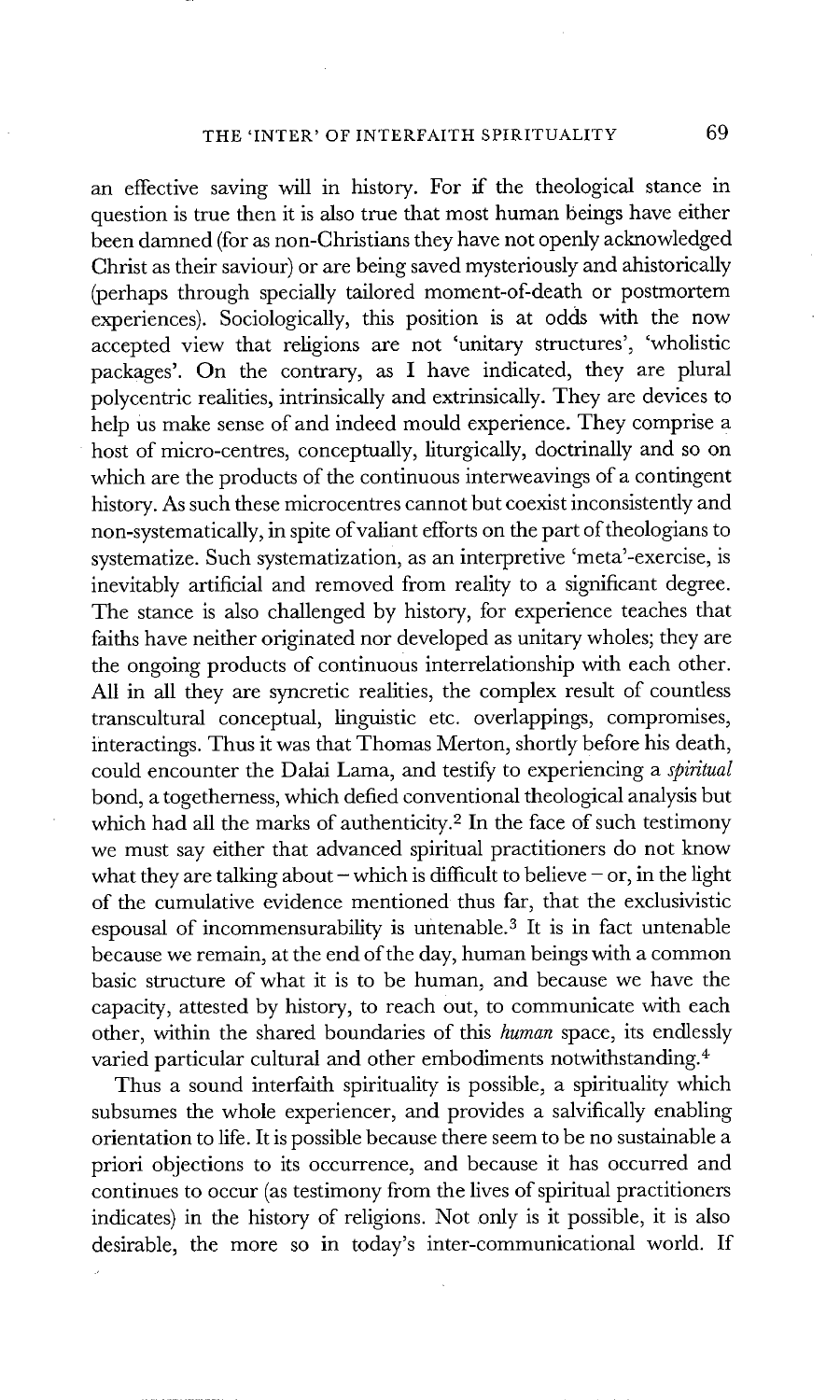an effective saving will in history. For if the theological stance in question is true then it is also true that most human beings have either been damned (for as non-Christians they have not openly acknowledged Christ as their saviour) or are being saved mysteriously and ahistorically (perhaps through specially tailored moment-of-death or postmortem experiences). Sociologically, this position is at odds with the now accepted view that religions are not 'unitary structures', 'wholistic packages'. On the contrary, as I have indicated, they are plural polycentric realities, intrinsically and extrinsically. They are devices to help us make sense of and indeed mould experience. They comprise a host of micro-centres, conceptually, liturgically, doctrinally and so on which are the products of the continuous interweavings of a contingent history. As such these microcentres cannot but coexist inconsistently and non-systematically, in spite of valiant efforts on the part of theologians to systematize. Such systematization, as an interpretive 'meta'-exercise, is inevitably artificial and removed from reality to a significant degree. The stance is also challenged by history, for experience teaches that faiths have neither originated nor developed as unitary wholes; they are the ongoing products of continuous interrelationship with each other. All in all they are syncretic realities, the complex result of countless transcultural conceptual, linguistic etc. overlappings, compromises, interactings. Thus it was that Thomas Merton, shortly before his death, could encounter the Dalai Lama, and testify to experiencing a *spiritual* bond, a togetherness, which defied conventional theological analysis but which had all the marks of authenticity.[2] In the face of such testimony we must say either that advanced spiritual practitioners do not know what they are talking about – which is difficult to believe – or, in the light of the cumulative evidence mentioned thus far, that the exclusivistic espousal of incommensurability is untenable.[3] It is in fact untenable because we remain, at the end of the day, human beings with a common basic structure of what it is to be human, and because we have the capacity, attested by history, to reach out, to communicate with each other, within the shared boundaries of this *human* space, its endlessly varied particular cultural and other embodiments notwithstanding.[4]

Thus a sound interfaith spirituality is possible, a spirituality which subsumes the whole experiencer, and provides a salvifically enabling orientation to life. It is possible because there seem to be no sustainable a priori objections to its occurrence, and because it has occurred and continues to occur (as testimony from the lives of spiritual practitioners indicates) in the history of religions. Not only is it possible, it is also desirable, the more so in today's inter-communicational world. If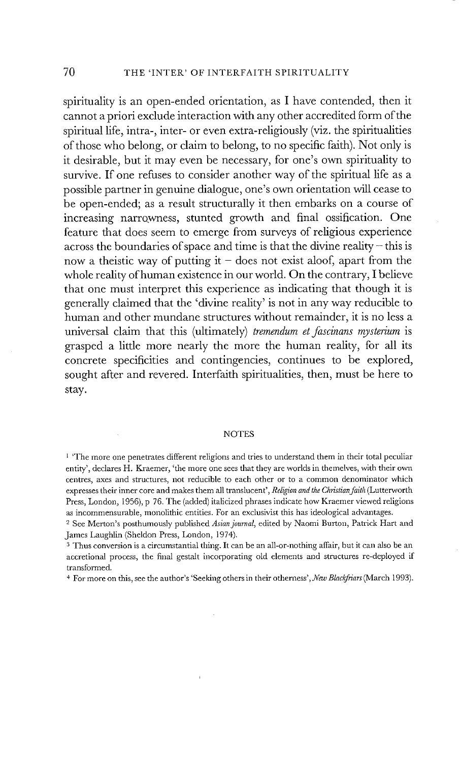spirituality is an open-ended orientation, as I have contended, then it cannot a priori exclude interaction with any other accredited form of the spiritual life, intra-, inter- or even extra-religiously (viz. the spiritualities of those who belong, or claim to belong, to no specific faith). Not only is it desirable, but it may even be necessary, for one's own spirituality to survive. If one refuses to consider another way of the spiritual life as a possible partner in genuine dialogue, one's own orientation will cease to be open-ended; as a result structurally it then embarks on a course of increasing narrowness, stunted growth and final ossification. One feature that does seem to emerge from surveys of religious experience across the boundaries of space and time is that the divine reality – this is now a theistic way of putting it – does not exist aloof, apart from the whole reality of human existence in our world. On the contrary, I believe that one must interpret this experience as indicating that though it is generally claimed that the 'divine reality' is not in any way reducible to human and other mundane structures without remainder, it is no less a universal claim that this (ultimately) *tremendum et fascinans mysterium* is grasped a little more nearly the more the human reality, for all its concrete specificities and contingencies, continues to be explored, sought after and revered. Interfaith spiritualities, then, must be here to stay.

## NOTES

[1] 'The more one penetrates different religions and tries to understand them in their total peculiar entity', declares H. Kraemer, 'the more one sees that they are worlds in themselves, with their own centres, axes and structures, not reducible to each other or to a common denominator which expresses their inner core and makes them all translucent', *Religion and the Christian faith* (Lutterworth Press, London, 1956), p 76. The (added) italicized phrases indicate how Kraemer viewed religions as incommensurable, monolithic entities. For an exclusivist this has ideological advantages.

[2] See Merton's posthumously published *Asian journal*, edited by Naomi Burton, Patrick Hart and James Laughlin (Sheldon Press, London, 1974).

[3] Thus conversion is a circumstantial thing. It can be an all-or-nothing affair, but it can also be an accretional process, the final gestalt incorporating old elements and structures re-deployed if transformed.

[4] For more on this, see the author's 'Seeking others in their otherness', *New Blackfriars* (March 1993).